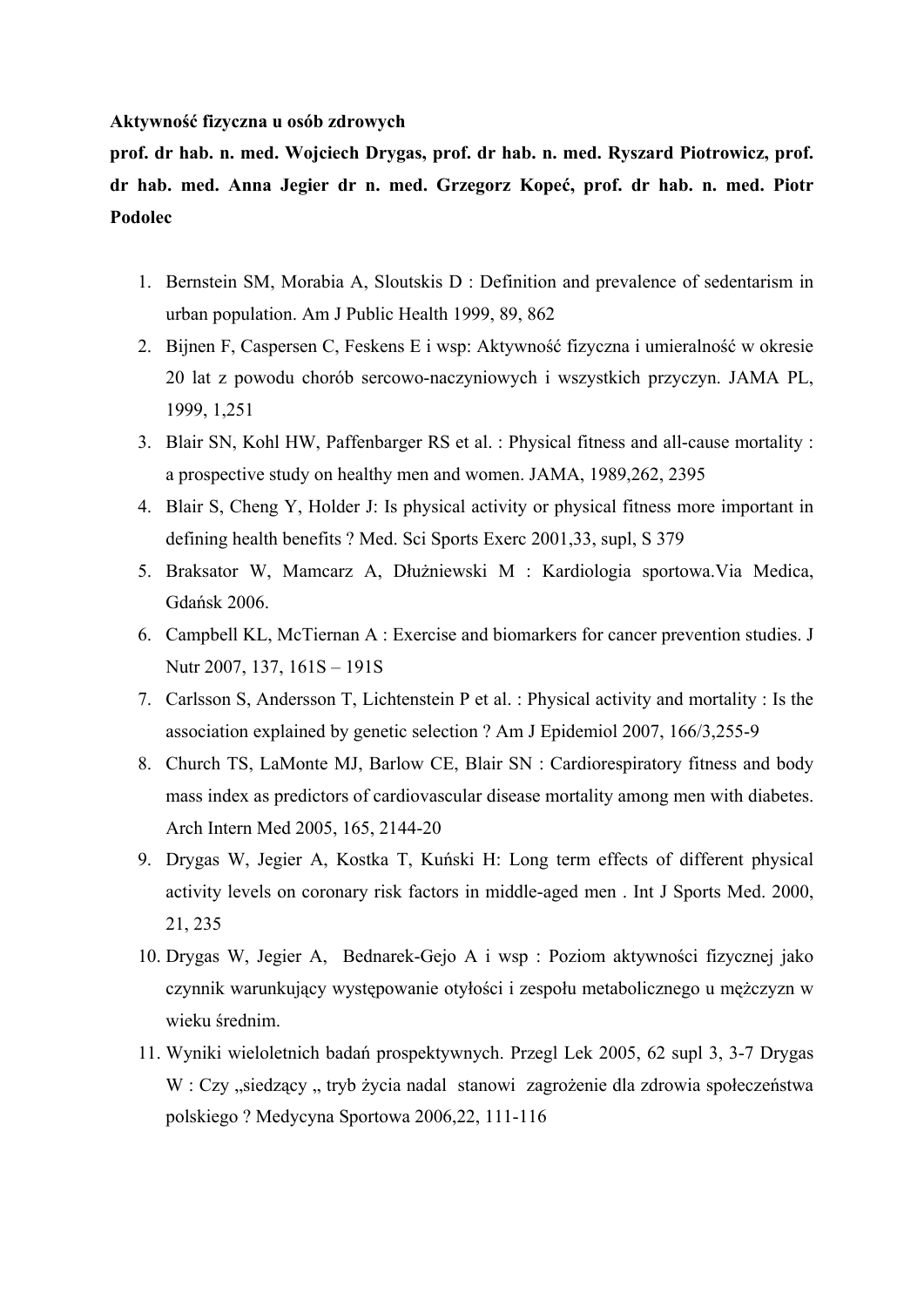**Aktywność fizyczna u osób zdrowych**

**prof. dr hab. n. med. Wojciech Drygas, prof. dr hab. n. med. Ryszard Piotrowicz, prof. dr hab. med. Anna Jegier dr n. med. Grzegorz Kopeć, prof. dr hab. n. med. Piotr Podolec**

1. Bernstein SM, Morabia A, Sloutskis D : Definition and prevalence of sedentarism in urban population. Am J Public Health 1999, 89, 862
2. Bijnen F, Caspersen C, Feskens E i wsp: Aktywność fizyczna i umieralność w okresie 20 lat z powodu chorób sercowo-naczyniowych i wszystkich przyczyn. JAMA PL, 1999, 1,251
3. Blair SN, Kohl HW, Paffenbarger RS et al. : Physical fitness and all-cause mortality : a prospective study on healthy men and women. JAMA, 1989,262, 2395
4. Blair S, Cheng Y, Holder J: Is physical activity or physical fitness more important in defining health benefits ? Med. Sci Sports Exerc 2001,33, supl, S 379
5. Braksator W, Mamcarz A, Dłużniewski M : Kardiologia sportowa.Via Medica, Gdańsk 2006.
6. Campbell KL, McTiernan A : Exercise and biomarkers for cancer prevention studies. J Nutr 2007, 137, 161S – 191S
7. Carlsson S, Andersson T, Lichtenstein P et al. : Physical activity and mortality : Is the association explained by genetic selection ? Am J Epidemiol 2007, 166/3,255-9
8. Church TS, LaMonte MJ, Barlow CE, Blair SN : Cardiorespiratory fitness and body mass index as predictors of cardiovascular disease mortality among men with diabetes. Arch Intern Med 2005, 165, 2144-20
9. Drygas W, Jegier A, Kostka T, Kuński H: Long term effects of different physical activity levels on coronary risk factors in middle-aged men . Int J Sports Med. 2000, 21, 235
10. Drygas W, Jegier A, Bednarek-Gejo A i wsp : Poziom aktywności fizycznej jako czynnik warunkujący występowanie otyłości i zespołu metabolicznego u mężczyzn w wieku średnim.
11. Wyniki wieloletnich badań prospektywnych. Przegl Lek 2005, 62 supl 3, 3-7 Drygas W : Czy „siedzący „ tryb życia nadal stanowi zagrożenie dla zdrowia społeczeństwa polskiego ? Medycyna Sportowa 2006,22, 111-116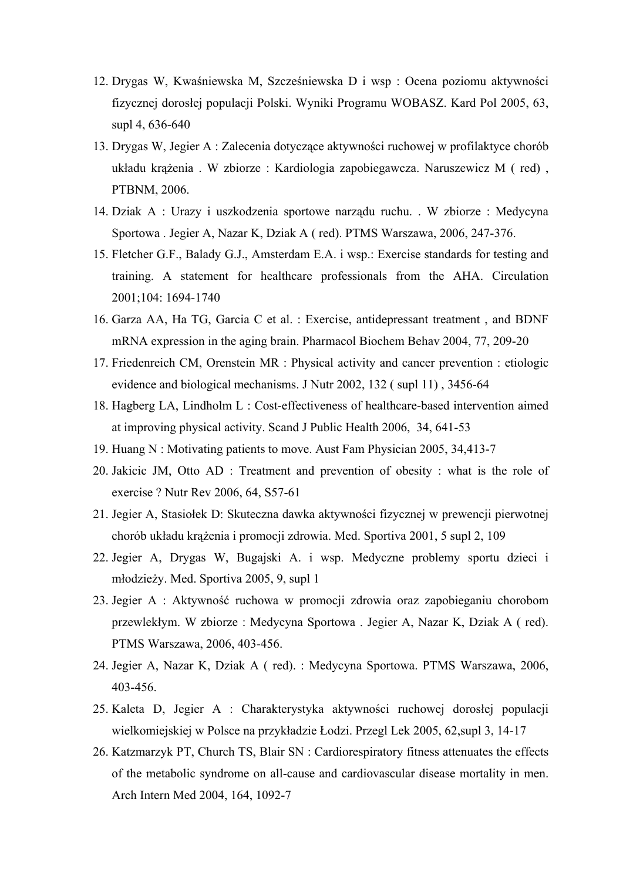12. Drygas W, Kwaśniewska M, Szcześniewska D i wsp : Ocena poziomu aktywności fizycznej dorosłej populacji Polski. Wyniki Programu WOBASZ. Kard Pol 2005, 63, supl 4, 636-640
13. Drygas W, Jegier A : Zalecenia dotyczące aktywności ruchowej w profilaktyce chorób układu krążenia . W zbiorze : Kardiologia zapobiegawcza. Naruszewicz M ( red) , PTBNM, 2006.
14. Dziak A : Urazy i uszkodzenia sportowe narządu ruchu. . W zbiorze : Medycyna Sportowa . Jegier A, Nazar K, Dziak A ( red). PTMS Warszawa, 2006, 247-376.
15. Fletcher G.F., Balady G.J., Amsterdam E.A. i wsp.: Exercise standards for testing and training. A statement for healthcare professionals from the AHA. Circulation 2001;104: 1694-1740
16. Garza AA, Ha TG, Garcia C et al. : Exercise, antidepressant treatment , and BDNF mRNA expression in the aging brain. Pharmacol Biochem Behav 2004, 77, 209-20
17. Friedenreich CM, Orenstein MR : Physical activity and cancer prevention : etiologic evidence and biological mechanisms. J Nutr 2002, 132 ( supl 11) , 3456-64
18. Hagberg LA, Lindholm L : Cost-effectiveness of healthcare-based intervention aimed at improving physical activity. Scand J Public Health 2006, 34, 641-53
19. Huang N : Motivating patients to move. Aust Fam Physician 2005, 34,413-7
20. Jakicic JM, Otto AD : Treatment and prevention of obesity : what is the role of exercise ? Nutr Rev 2006, 64, S57-61
21. Jegier A, Stasiołek D: Skuteczna dawka aktywności fizycznej w prewencji pierwotnej chorób układu krążenia i promocji zdrowia. Med. Sportiva 2001, 5 supl 2, 109
22. Jegier A, Drygas W, Bugajski A. i wsp. Medyczne problemy sportu dzieci i młodzieży. Med. Sportiva 2005, 9, supl 1
23. Jegier A : Aktywność ruchowa w promocji zdrowia oraz zapobieganiu chorobom przewlekłym. W zbiorze : Medycyna Sportowa . Jegier A, Nazar K, Dziak A ( red). PTMS Warszawa, 2006, 403-456.
24. Jegier A, Nazar K, Dziak A ( red). : Medycyna Sportowa. PTMS Warszawa, 2006, 403-456.
25. Kaleta D, Jegier A : Charakterystyka aktywności ruchowej dorosłej populacji wielkomiejskiej w Polsce na przykładzie Łodzi. Przegl Lek 2005, 62,supl 3, 14-17
26. Katzmarzyk PT, Church TS, Blair SN : Cardiorespiratory fitness attenuates the effects of the metabolic syndrome on all-cause and cardiovascular disease mortality in men. Arch Intern Med 2004, 164, 1092-7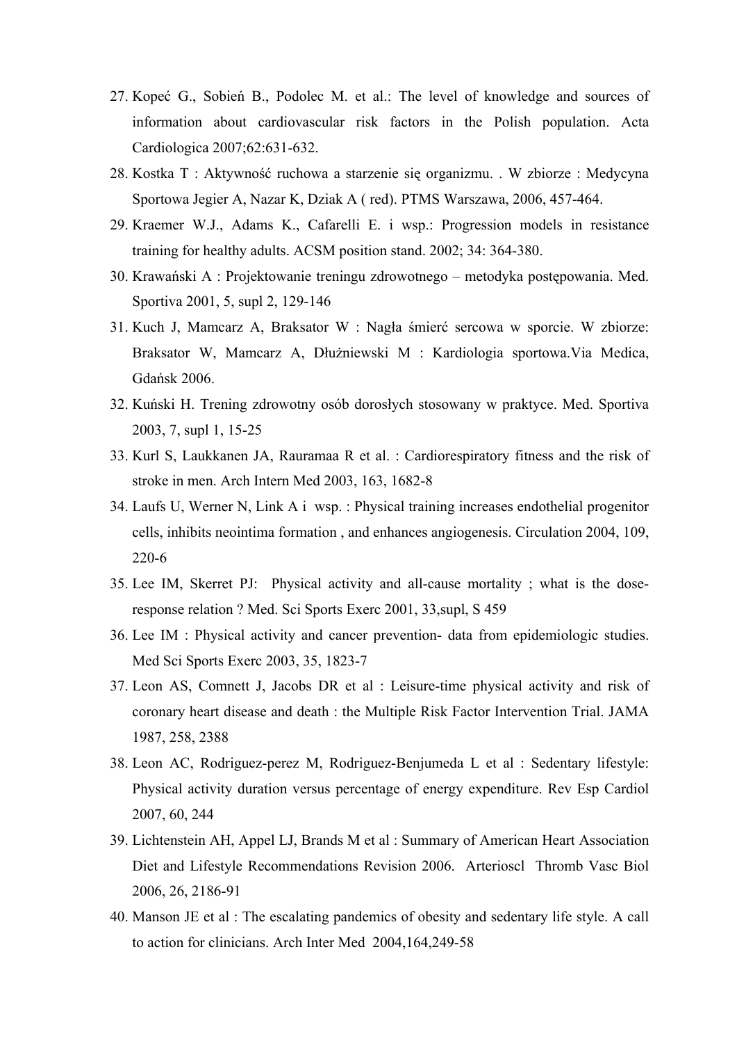27. Kopeć G., Sobień B., Podolec M. et al.: The level of knowledge and sources of information about cardiovascular risk factors in the Polish population. Acta Cardiologica 2007;62:631-632.
28. Kostka T : Aktywność ruchowa a starzenie się organizmu. . W zbiorze : Medycyna Sportowa Jegier A, Nazar K, Dziak A ( red). PTMS Warszawa, 2006, 457-464.
29. Kraemer W.J., Adams K., Cafarelli E. i wsp.: Progression models in resistance training for healthy adults. ACSM position stand. 2002; 34: 364-380.
30. Krawański A : Projektowanie treningu zdrowotnego – metodyka postępowania. Med. Sportiva 2001, 5, supl 2, 129-146
31. Kuch J, Mamcarz A, Braksator W : Nagła śmierć sercowa w sporcie. W zbiorze: Braksator W, Mamcarz A, Dłużniewski M : Kardiologia sportowa.Via Medica, Gdańsk 2006.
32. Kuński H. Trening zdrowotny osób dorosłych stosowany w praktyce. Med. Sportiva 2003, 7, supl 1, 15-25
33. Kurl S, Laukkanen JA, Rauramaa R et al. : Cardiorespiratory fitness and the risk of stroke in men. Arch Intern Med 2003, 163, 1682-8
34. Laufs U, Werner N, Link A i wsp. : Physical training increases endothelial progenitor cells, inhibits neointima formation , and enhances angiogenesis. Circulation 2004, 109, 220-6
35. Lee IM, Skerret PJ: Physical activity and all-cause mortality ; what is the dose-response relation ? Med. Sci Sports Exerc 2001, 33,supl, S 459
36. Lee IM : Physical activity and cancer prevention- data from epidemiologic studies. Med Sci Sports Exerc 2003, 35, 1823-7
37. Leon AS, Comnett J, Jacobs DR et al : Leisure-time physical activity and risk of coronary heart disease and death : the Multiple Risk Factor Intervention Trial. JAMA 1987, 258, 2388
38. Leon AC, Rodriguez-perez M, Rodriguez-Benjumeda L et al : Sedentary lifestyle: Physical activity duration versus percentage of energy expenditure. Rev Esp Cardiol 2007, 60, 244
39. Lichtenstein AH, Appel LJ, Brands M et al : Summary of American Heart Association Diet and Lifestyle Recommendations Revision 2006. Arterioscl Thromb Vasc Biol 2006, 26, 2186-91
40. Manson JE et al : The escalating pandemics of obesity and sedentary life style. A call to action for clinicians. Arch Inter Med 2004,164,249-58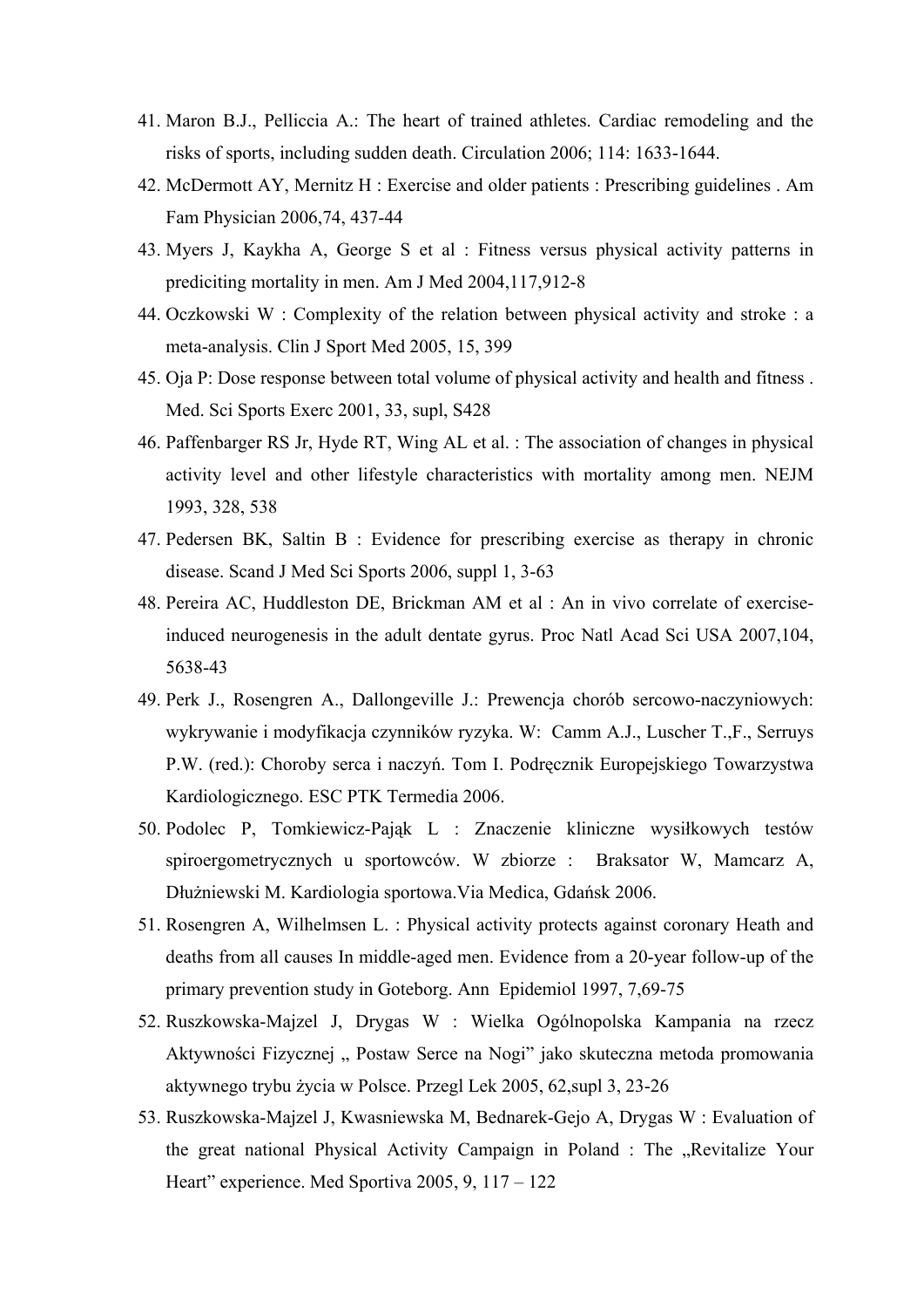41. Maron B.J., Pelliccia A.: The heart of trained athletes. Cardiac remodeling and the risks of sports, including sudden death. Circulation 2006; 114: 1633-1644.
42. McDermott AY, Mernitz H : Exercise and older patients : Prescribing guidelines . Am Fam Physician 2006,74, 437-44
43. Myers J, Kaykha A, George S et al : Fitness versus physical activity patterns in prediciting mortality in men. Am J Med 2004,117,912-8
44. Oczkowski W : Complexity of the relation between physical activity and stroke : a meta-analysis. Clin J Sport Med 2005, 15, 399
45. Oja P: Dose response between total volume of physical activity and health and fitness . Med. Sci Sports Exerc 2001, 33, supl, S428
46. Paffenbarger RS Jr, Hyde RT, Wing AL et al. : The association of changes in physical activity level and other lifestyle characteristics with mortality among men. NEJM 1993, 328, 538
47. Pedersen BK, Saltin B : Evidence for prescribing exercise as therapy in chronic disease. Scand J Med Sci Sports 2006, suppl 1, 3-63
48. Pereira AC, Huddleston DE, Brickman AM et al : An in vivo correlate of exercise-induced neurogenesis in the adult dentate gyrus. Proc Natl Acad Sci USA 2007,104, 5638-43
49. Perk J., Rosengren A., Dallongeville J.: Prewencja chorób sercowo-naczyniowych: wykrywanie i modyfikacja czynników ryzyka. W: Camm A.J., Luscher T.,F., Serruys P.W. (red.): Choroby serca i naczyń. Tom I. Podręcznik Europejskiego Towarzystwa Kardiologicznego. ESC PTK Termedia 2006.
50. Podolec P, Tomkiewicz-Pająk L : Znaczenie kliniczne wysiłkowych testów spiroergometrycznych u sportowców. W zbiorze : Braksator W, Mamcarz A, Dłużniewski M. Kardiologia sportowa.Via Medica, Gdańsk 2006.
51. Rosengren A, Wilhelmsen L. : Physical activity protects against coronary Heath and deaths from all causes In middle-aged men. Evidence from a 20-year follow-up of the primary prevention study in Goteborg. Ann Epidemiol 1997, 7,69-75
52. Ruszkowska-Majzel J, Drygas W : Wielka Ogólnopolska Kampania na rzecz Aktywności Fizycznej „ Postaw Serce na Nogi" jako skuteczna metoda promowania aktywnego trybu życia w Polsce. Przegl Lek 2005, 62,supl 3, 23-26
53. Ruszkowska-Majzel J, Kwasniewska M, Bednarek-Gejo A, Drygas W : Evaluation of the great national Physical Activity Campaign in Poland : The „Revitalize Your Heart" experience. Med Sportiva 2005, 9, 117 – 122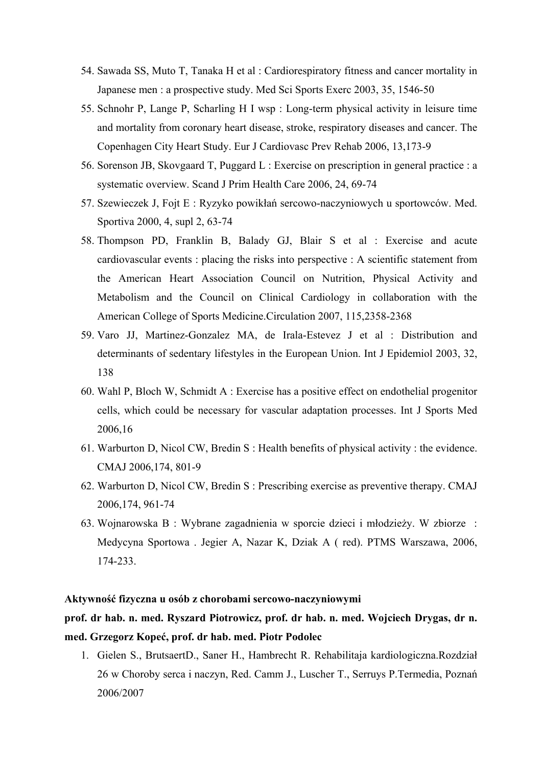54. Sawada SS, Muto T, Tanaka H et al : Cardiorespiratory fitness and cancer mortality in Japanese men : a prospective study. Med Sci Sports Exerc 2003, 35, 1546-50
55. Schnohr P, Lange P, Scharling H I wsp : Long-term physical activity in leisure time and mortality from coronary heart disease, stroke, respiratory diseases and cancer. The Copenhagen City Heart Study. Eur J Cardiovasc Prev Rehab 2006, 13,173-9
56. Sorenson JB, Skovgaard T, Puggard L : Exercise on prescription in general practice : a systematic overview. Scand J Prim Health Care 2006, 24, 69-74
57. Szewieczek J, Fojt E : Ryzyko powikłań sercowo-naczyniowych u sportowców. Med. Sportiva 2000, 4, supl 2, 63-74
58. Thompson PD, Franklin B, Balady GJ, Blair S et al : Exercise and acute cardiovascular events : placing the risks into perspective : A scientific statement from the American Heart Association Council on Nutrition, Physical Activity and Metabolism and the Council on Clinical Cardiology in collaboration with the American College of Sports Medicine.Circulation 2007, 115,2358-2368
59. Varo JJ, Martinez-Gonzalez MA, de Irala-Estevez J et al : Distribution and determinants of sedentary lifestyles in the European Union. Int J Epidemiol 2003, 32, 138
60. Wahl P, Bloch W, Schmidt A : Exercise has a positive effect on endothelial progenitor cells, which could be necessary for vascular adaptation processes. Int J Sports Med 2006,16
61. Warburton D, Nicol CW, Bredin S : Health benefits of physical activity : the evidence. CMAJ 2006,174, 801-9
62. Warburton D, Nicol CW, Bredin S : Prescribing exercise as preventive therapy. CMAJ 2006,174, 961-74
63. Wojnarowska B : Wybrane zagadnienia w sporcie dzieci i młodzieży. W zbiorze : Medycyna Sportowa . Jegier A, Nazar K, Dziak A ( red). PTMS Warszawa, 2006, 174-233.

**Aktywność fizyczna u osób z chorobami sercowo-naczyniowymi**

**prof. dr hab. n. med. Ryszard Piotrowicz, prof. dr hab. n. med. Wojciech Drygas, dr n. med. Grzegorz Kopeć, prof. dr hab. med. Piotr Podolec**

1. Gielen S., BrutsaertD., Saner H., Hambrecht R. Rehabilitaja kardiologiczna.Rozdział 26 w Choroby serca i naczyn, Red. Camm J., Luscher T., Serruys P.Termedia, Poznań 2006/2007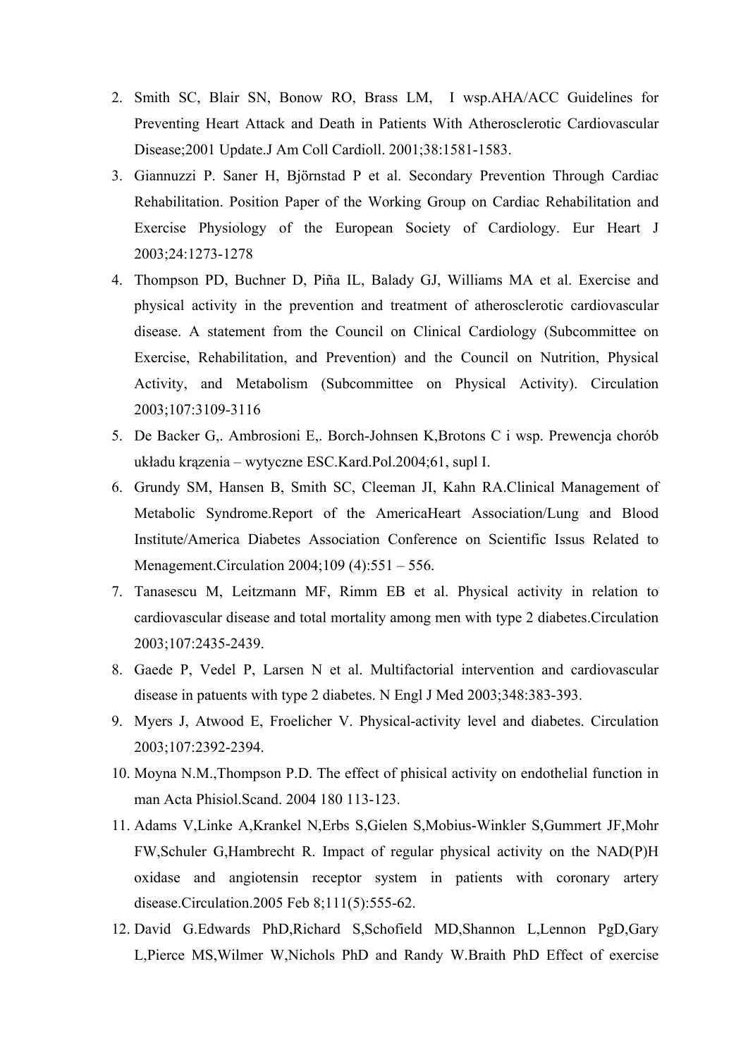2. Smith SC, Blair SN, Bonow RO, Brass LM,  I wsp.AHA/ACC Guidelines for Preventing Heart Attack and Death in Patients With Atherosclerotic Cardiovascular Disease;2001 Update.J Am Coll Cardioll. 2001;38:1581-1583.
3. Giannuzzi P. Saner H, Björnstad P et al. Secondary Prevention Through Cardiac Rehabilitation. Position Paper of the Working Group on Cardiac Rehabilitation and Exercise Physiology of the European Society of Cardiology. Eur Heart J 2003;24:1273-1278
4. Thompson PD, Buchner D, Piña IL, Balady GJ, Williams MA et al. Exercise and physical activity in the prevention and treatment of atherosclerotic cardiovascular disease. A statement from the Council on Clinical Cardiology (Subcommittee on Exercise, Rehabilitation, and Prevention) and the Council on Nutrition, Physical Activity, and Metabolism (Subcommittee on Physical Activity). Circulation 2003;107:3109-3116
5. De Backer G,. Ambrosioni E,. Borch-Johnsen K,Brotons C i wsp. Prewencja chorób układu krązenia – wytyczne ESC.Kard.Pol.2004;61, supl I.
6. Grundy SM, Hansen B, Smith SC, Cleeman JI, Kahn RA.Clinical Management of Metabolic Syndrome.Report of the AmericaHeart Association/Lung and Blood Institute/America Diabetes Association Conference on Scientific Issus Related to Menagement.Circulation 2004;109 (4):551 – 556.
7. Tanasescu M, Leitzmann MF, Rimm EB et al. Physical activity in relation to cardiovascular disease and total mortality among men with type 2 diabetes.Circulation 2003;107:2435-2439.
8. Gaede P, Vedel P, Larsen N et al. Multifactorial intervention and cardiovascular disease in patuents with type 2 diabetes. N Engl J Med 2003;348:383-393.
9. Myers J, Atwood E, Froelicher V. Physical-activity level and diabetes. Circulation 2003;107:2392-2394.
10. Moyna N.M.,Thompson P.D. The effect of phisical activity on endothelial function in man Acta Phisiol.Scand. 2004 180 113-123.
11. Adams V,Linke A,Krankel N,Erbs S,Gielen S,Mobius-Winkler S,Gummert JF,Mohr FW,Schuler G,Hambrecht R. Impact of regular physical activity on the NAD(P)H oxidase and angiotensin receptor system in patients with coronary artery disease.Circulation.2005 Feb 8;111(5):555-62.
12. David G.Edwards PhD,Richard S,Schofield MD,Shannon L,Lennon PgD,Gary L,Pierce MS,Wilmer W,Nichols PhD and Randy W.Braith PhD Effect of exercise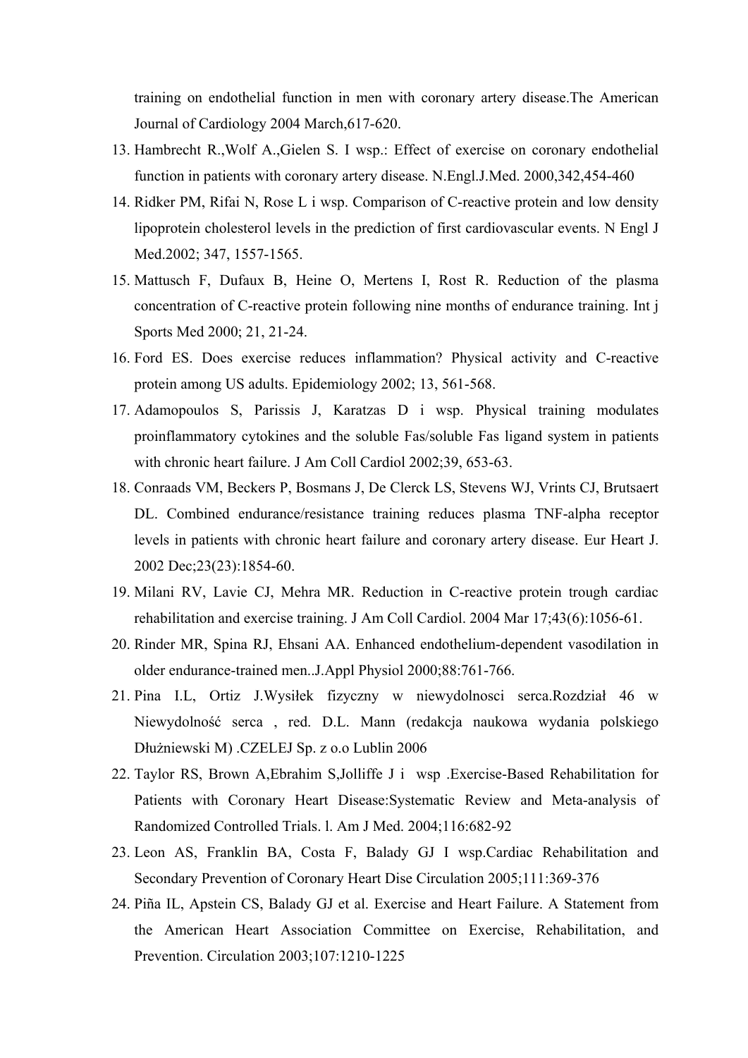training on endothelial function in men with coronary artery disease.The American Journal of Cardiology 2004 March,617-620.

13. Hambrecht R.,Wolf A.,Gielen S. I wsp.: Effect of exercise on coronary endothelial function in patients with coronary artery disease. N.Engl.J.Med. 2000,342,454-460
14. Ridker PM, Rifai N, Rose L i wsp. Comparison of C-reactive protein and low density lipoprotein cholesterol levels in the prediction of first cardiovascular events. N Engl J Med.2002; 347, 1557-1565.
15. Mattusch F, Dufaux B, Heine O, Mertens I, Rost R. Reduction of the plasma concentration of C-reactive protein following nine months of endurance training. Int j Sports Med 2000; 21, 21-24.
16. Ford ES. Does exercise reduces inflammation? Physical activity and C-reactive protein among US adults. Epidemiology 2002; 13, 561-568.
17. Adamopoulos S, Parissis J, Karatzas D i wsp. Physical training modulates proinflammatory cytokines and the soluble Fas/soluble Fas ligand system in patients with chronic heart failure. J Am Coll Cardiol 2002;39, 653-63.
18. Conraads VM, Beckers P, Bosmans J, De Clerck LS, Stevens WJ, Vrints CJ, Brutsaert DL. Combined endurance/resistance training reduces plasma TNF-alpha receptor levels in patients with chronic heart failure and coronary artery disease. Eur Heart J. 2002 Dec;23(23):1854-60.
19. Milani RV, Lavie CJ, Mehra MR. Reduction in C-reactive protein trough cardiac rehabilitation and exercise training. J Am Coll Cardiol. 2004 Mar 17;43(6):1056-61.
20. Rinder MR, Spina RJ, Ehsani AA. Enhanced endothelium-dependent vasodilation in older endurance-trained men..J.Appl Physiol 2000;88:761-766.
21. Pina I.L, Ortiz J.Wysiłek fizyczny w niewydolnosci serca.Rozdział 46 w Niewydolność serca , red. D.L. Mann (redakcja naukowa wydania polskiego Dłużniewski M) .CZELEJ Sp. z o.o Lublin 2006
22. Taylor RS, Brown A,Ebrahim S,Jolliffe J i wsp .Exercise-Based Rehabilitation for Patients with Coronary Heart Disease:Systematic Review and Meta-analysis of Randomized Controlled Trials. l. Am J Med. 2004;116:682-92
23. Leon AS, Franklin BA, Costa F, Balady GJ I wsp.Cardiac Rehabilitation and Secondary Prevention of Coronary Heart Dise Circulation 2005;111:369-376
24. Piña IL, Apstein CS, Balady GJ et al. Exercise and Heart Failure. A Statement from the American Heart Association Committee on Exercise, Rehabilitation, and Prevention. Circulation 2003;107:1210-1225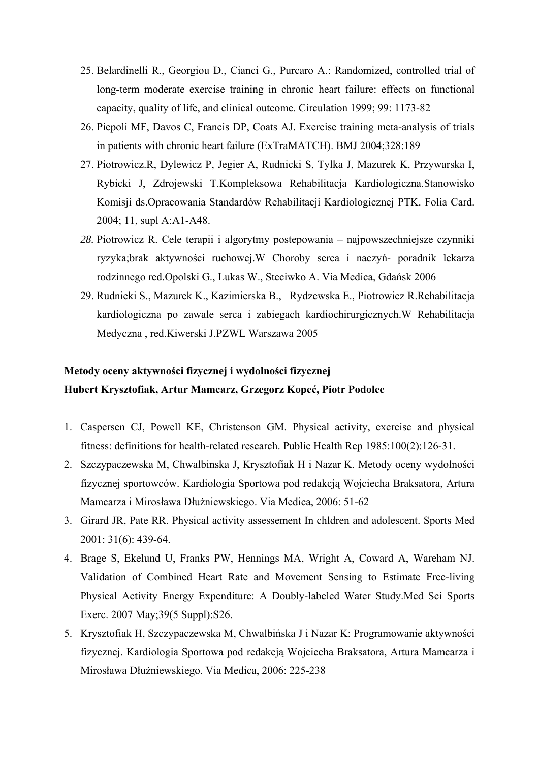25. Belardinelli R., Georgiou D., Cianci G., Purcaro A.: Randomized, controlled trial of long-term moderate exercise training in chronic heart failure: effects on functional capacity, quality of life, and clinical outcome. Circulation 1999; 99: 1173-82
26. Piepoli MF, Davos C, Francis DP, Coats AJ. Exercise training meta-analysis of trials in patients with chronic heart failure (ExTraMATCH). BMJ 2004;328:189
27. Piotrowicz.R, Dylewicz P, Jegier A, Rudnicki S, Tylka J, Mazurek K, Przywarska I, Rybicki J, Zdrojewski T.Kompleksowa Rehabilitacja Kardiologiczna.Stanowisko Komisji ds.Opracowania Standardów Rehabilitacji Kardiologicznej PTK. Folia Card. 2004; 11, supl A:A1-A48.
28. Piotrowicz R. Cele terapii i algorytmy postepowania – najpowszechniejsze czynniki ryzyka;brak aktywności ruchowej.W Choroby serca i naczyń- poradnik lekarza rodzinnego red.Opolski G., Lukas W., Steciwko A. Via Medica, Gdańsk 2006
29. Rudnicki S., Mazurek K., Kazimierska B., Rydzewska E., Piotrowicz R.Rehabilitacja kardiologiczna po zawale serca i zabiegach kardiochirurgicznych.W Rehabilitacja Medyczna , red.Kiwerski J.PZWL Warszawa 2005

**Metody oceny aktywności fizycznej i wydolności fizycznej**
**Hubert Krysztofiak, Artur Mamcarz, Grzegorz Kopeć, Piotr Podolec**

1. Caspersen CJ, Powell KE, Christenson GM. Physical activity, exercise and physical fitness: definitions for health-related research. Public Health Rep 1985:100(2):126-31.
2. Szczypaczewska M, Chwalbinska J, Krysztofiak H i Nazar K. Metody oceny wydolności fizycznej sportowców. Kardiologia Sportowa pod redakcją Wojciecha Braksatora, Artura Mamcarza i Mirosława Dłużniewskiego. Via Medica, 2006: 51-62
3. Girard JR, Pate RR. Physical activity assessement In chldren and adolescent. Sports Med 2001: 31(6): 439-64.
4. Brage S, Ekelund U, Franks PW, Hennings MA, Wright A, Coward A, Wareham NJ. Validation of Combined Heart Rate and Movement Sensing to Estimate Free-living Physical Activity Energy Expenditure: A Doubly-labeled Water Study.Med Sci Sports Exerc. 2007 May;39(5 Suppl):S26.
5. Krysztofiak H, Szczypaczewska M, Chwalbińska J i Nazar K: Programowanie aktywności fizycznej. Kardiologia Sportowa pod redakcją Wojciecha Braksatora, Artura Mamcarza i Mirosława Dłużniewskiego. Via Medica, 2006: 225-238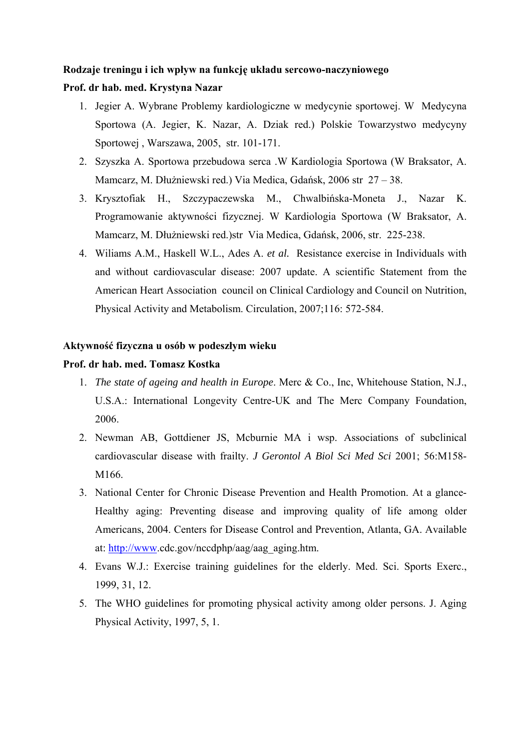**Rodzaje treningu i ich wpływ na funkcję układu sercowo-naczyniowego**

**Prof. dr hab. med. Krystyna Nazar**

1. Jegier A. Wybrane Problemy kardiologiczne w medycynie sportowej. W Medycyna Sportowa (A. Jegier, K. Nazar, A. Dziak red.) Polskie Towarzystwo medycyny Sportowej , Warszawa, 2005, str. 101-171.
2. Szyszka A. Sportowa przebudowa serca .W Kardiologia Sportowa (W Braksator, A. Mamcarz, M. Dłużniewski red.) Via Medica, Gdańsk, 2006 str 27 – 38.
3. Krysztofiak H., Szczypaczewska M., Chwalbińska-Moneta J., Nazar K. Programowanie aktywności fizycznej. W Kardiologia Sportowa (W Braksator, A. Mamcarz, M. Dłużniewski red.)str Via Medica, Gdańsk, 2006, str. 225-238.
4. Wiliams A.M., Haskell W.L., Ades A. *et al.* Resistance exercise in Individuals with and without cardiovascular disease: 2007 update. A scientific Statement from the American Heart Association council on Clinical Cardiology and Council on Nutrition, Physical Activity and Metabolism. Circulation, 2007;116: 572-584.

**Aktywność fizyczna u osób w podeszłym wieku**

**Prof. dr hab. med. Tomasz Kostka**

1. *The state of ageing and health in Europe*. Merc & Co., Inc, Whitehouse Station, N.J., U.S.A.: International Longevity Centre-UK and The Merc Company Foundation, 2006.
2. Newman AB, Gottdiener JS, Mcburnie MA i wsp. Associations of subclinical cardiovascular disease with frailty. *J Gerontol A Biol Sci Med Sci* 2001; 56:M158-M166.
3. National Center for Chronic Disease Prevention and Health Promotion. At a glance-Healthy aging: Preventing disease and improving quality of life among older Americans, 2004. Centers for Disease Control and Prevention, Atlanta, GA. Available at: http://www.cdc.gov/nccdphp/aag/aag_aging.htm.
4. Evans W.J.: Exercise training guidelines for the elderly. Med. Sci. Sports Exerc., 1999, 31, 12.
5. The WHO guidelines for promoting physical activity among older persons. J. Aging Physical Activity, 1997, 5, 1.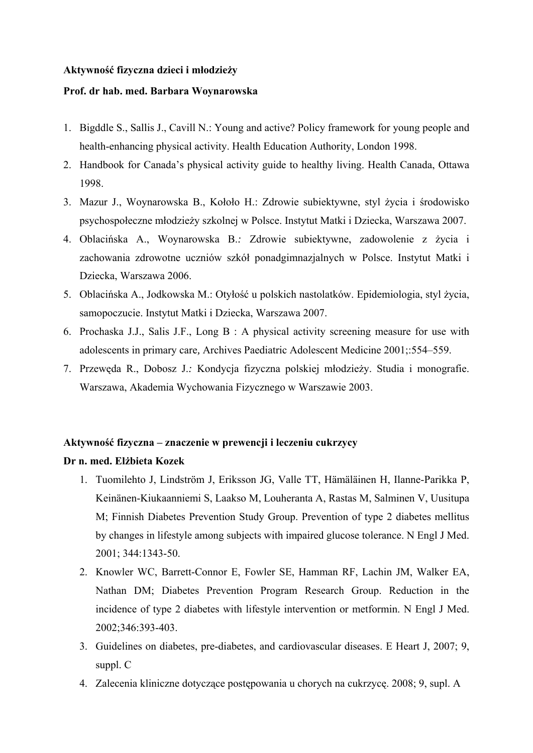**Aktywność fizyczna dzieci i młodzieży**

**Prof. dr hab. med. Barbara Woynarowska**

1. Bigddle S., Sallis J., Cavill N.: Young and active? Policy framework for young people and health-enhancing physical activity. Health Education Authority, London 1998.
2. Handbook for Canada's physical activity guide to healthy living. Health Canada, Ottawa 1998.
3. Mazur J., Woynarowska B., Kołoło H.: Zdrowie subiektywne, styl życia i środowisko psychospołeczne młodzieży szkolnej w Polsce. Instytut Matki i Dziecka, Warszawa 2007.
4. Oblacińska A., Woynarowska B.*:* Zdrowie subiektywne, zadowolenie z życia i zachowania zdrowotne uczniów szkół ponadgimnazjalnych w Polsce. Instytut Matki i Dziecka, Warszawa 2006.
5. Oblacińska A., Jodkowska M.: Otyłość u polskich nastolatków. Epidemiologia, styl życia, samopoczucie. Instytut Matki i Dziecka, Warszawa 2007.
6. Prochaska J.J., Salis J.F., Long B : A physical activity screening measure for use with adolescents in primary care*,* Archives Paediatric Adolescent Medicine 2001;:554–559.
7. Przewęda R., Dobosz J.*:* Kondycja fizyczna polskiej młodzieży. Studia i monografie. Warszawa, Akademia Wychowania Fizycznego w Warszawie 2003.

**Aktywność fizyczna – znaczenie w prewencji i leczeniu cukrzycy**

**Dr n. med. Elżbieta Kozek**

1. Tuomilehto J, Lindström J, Eriksson JG, Valle TT, Hämäläinen H, Ilanne-Parikka P, Keinänen-Kiukaanniemi S, Laakso M, Louheranta A, Rastas M, Salminen V, Uusitupa M; Finnish Diabetes Prevention Study Group. Prevention of type 2 diabetes mellitus by changes in lifestyle among subjects with impaired glucose tolerance. N Engl J Med. 2001; 344:1343-50.
2. Knowler WC, Barrett-Connor E, Fowler SE, Hamman RF, Lachin JM, Walker EA, Nathan DM; Diabetes Prevention Program Research Group. Reduction in the incidence of type 2 diabetes with lifestyle intervention or metformin. N Engl J Med. 2002;346:393-403.
3. Guidelines on diabetes, pre-diabetes, and cardiovascular diseases. E Heart J, 2007; 9, suppl. C
4. Zalecenia kliniczne dotyczące postępowania u chorych na cukrzycę. 2008; 9, supl. A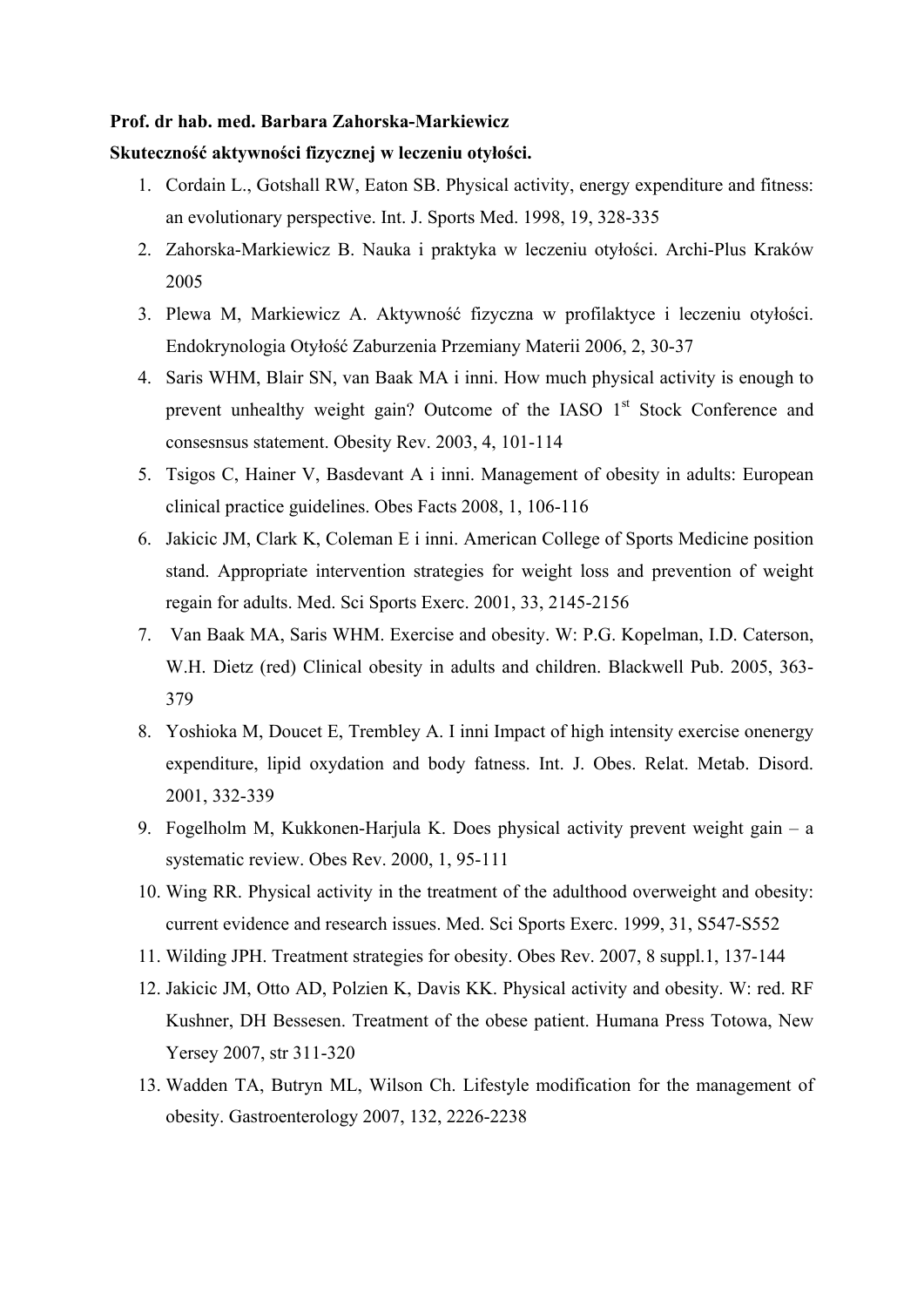**Prof. dr hab. med. Barbara Zahorska-Markiewicz**

**Skuteczność aktywności fizycznej w leczeniu otyłości.**

1. Cordain L., Gotshall RW, Eaton SB. Physical activity, energy expenditure and fitness: an evolutionary perspective. Int. J. Sports Med. 1998, 19, 328-335
2. Zahorska-Markiewicz B. Nauka i praktyka w leczeniu otyłości. Archi-Plus Kraków 2005
3. Plewa M, Markiewicz A. Aktywność fizyczna w profilaktyce i leczeniu otyłości. Endokrynologia Otyłość Zaburzenia Przemiany Materii 2006, 2, 30-37
4. Saris WHM, Blair SN, van Baak MA i inni. How much physical activity is enough to prevent unhealthy weight gain? Outcome of the IASO 1st Stock Conference and consesnsus statement. Obesity Rev. 2003, 4, 101-114
5. Tsigos C, Hainer V, Basdevant A i inni. Management of obesity in adults: European clinical practice guidelines. Obes Facts 2008, 1, 106-116
6. Jakicic JM, Clark K, Coleman E i inni. American College of Sports Medicine position stand. Appropriate intervention strategies for weight loss and prevention of weight regain for adults. Med. Sci Sports Exerc. 2001, 33, 2145-2156
7. Van Baak MA, Saris WHM. Exercise and obesity. W: P.G. Kopelman, I.D. Caterson, W.H. Dietz (red) Clinical obesity in adults and children. Blackwell Pub. 2005, 363-379
8. Yoshioka M, Doucet E, Trembley A. I inni Impact of high intensity exercise onenergy expenditure, lipid oxydation and body fatness. Int. J. Obes. Relat. Metab. Disord. 2001, 332-339
9. Fogelholm M, Kukkonen-Harjula K. Does physical activity prevent weight gain – a systematic review. Obes Rev. 2000, 1, 95-111
10. Wing RR. Physical activity in the treatment of the adulthood overweight and obesity: current evidence and research issues. Med. Sci Sports Exerc. 1999, 31, S547-S552
11. Wilding JPH. Treatment strategies for obesity. Obes Rev. 2007, 8 suppl.1, 137-144
12. Jakicic JM, Otto AD, Polzien K, Davis KK. Physical activity and obesity. W: red. RF Kushner, DH Bessesen. Treatment of the obese patient. Humana Press Totowa, New Yersey 2007, str 311-320
13. Wadden TA, Butryn ML, Wilson Ch. Lifestyle modification for the management of obesity. Gastroenterology 2007, 132, 2226-2238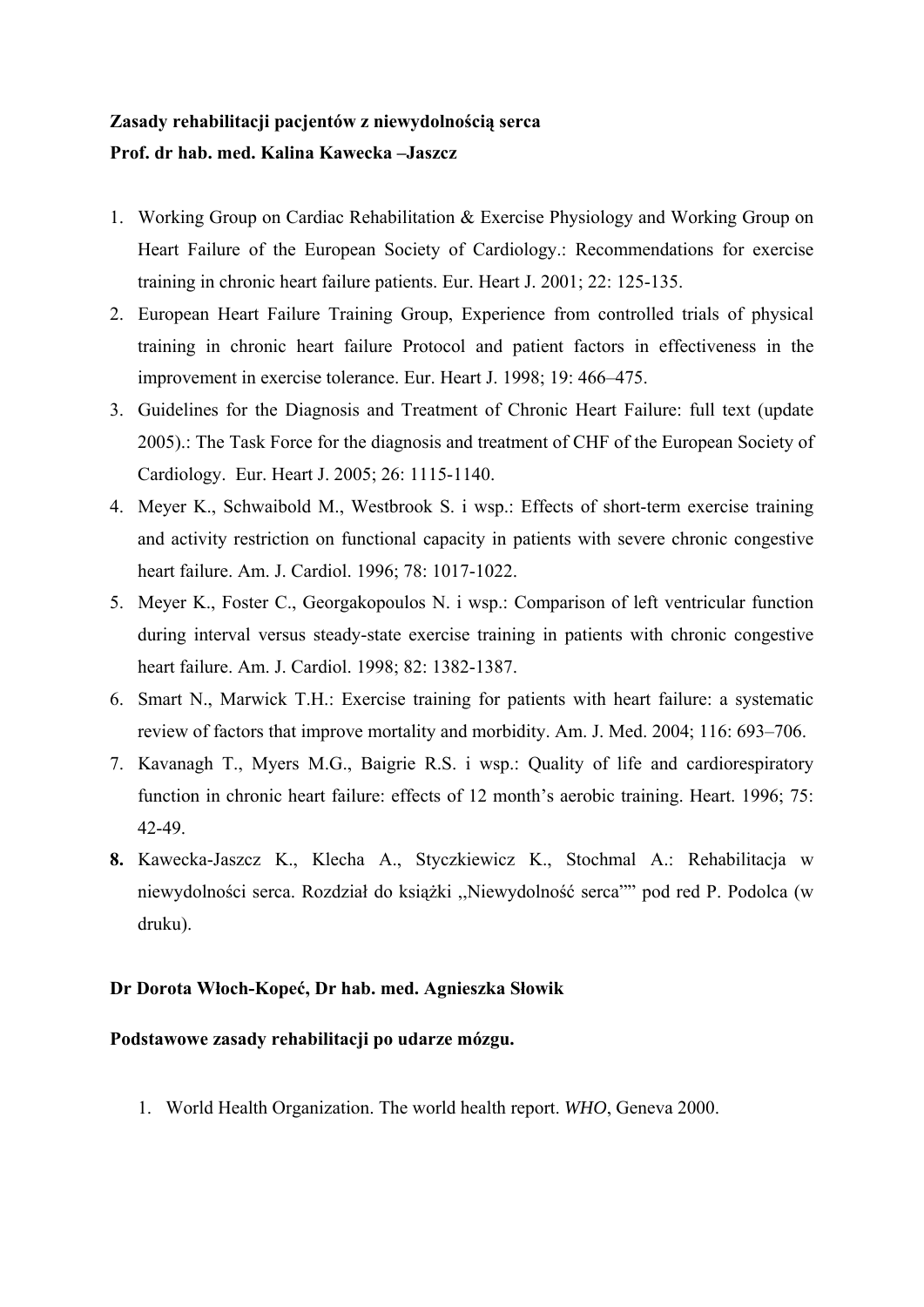**Zasady rehabilitacji pacjentów z niewydolnością serca**
**Prof. dr hab. med. Kalina Kawecka –Jaszcz**

1. Working Group on Cardiac Rehabilitation & Exercise Physiology and Working Group on Heart Failure of the European Society of Cardiology.: Recommendations for exercise training in chronic heart failure patients. Eur. Heart J. 2001; 22: 125-135.
2. European Heart Failure Training Group, Experience from controlled trials of physical training in chronic heart failure Protocol and patient factors in effectiveness in the improvement in exercise tolerance. Eur. Heart J. 1998; 19: 466–475.
3. Guidelines for the Diagnosis and Treatment of Chronic Heart Failure: full text (update 2005).: The Task Force for the diagnosis and treatment of CHF of the European Society of Cardiology. Eur. Heart J. 2005; 26: 1115-1140.
4. Meyer K., Schwaibold M., Westbrook S. i wsp.: Effects of short-term exercise training and activity restriction on functional capacity in patients with severe chronic congestive heart failure. Am. J. Cardiol. 1996; 78: 1017-1022.
5. Meyer K., Foster C., Georgakopoulos N. i wsp.: Comparison of left ventricular function during interval versus steady-state exercise training in patients with chronic congestive heart failure. Am. J. Cardiol. 1998; 82: 1382-1387.
6. Smart N., Marwick T.H.: Exercise training for patients with heart failure: a systematic review of factors that improve mortality and morbidity. Am. J. Med. 2004; 116: 693–706.
7. Kavanagh T., Myers M.G., Baigrie R.S. i wsp.: Quality of life and cardiorespiratory function in chronic heart failure: effects of 12 month's aerobic training. Heart. 1996; 75: 42-49.
8. Kawecka-Jaszcz K., Klecha A., Styczkiewicz K., Stochmal A.: Rehabilitacja w niewydolności serca. Rozdział do książki ,,Niewydolność serca"" pod red P. Podolca (w druku).

**Dr Dorota Włoch-Kopeć, Dr hab. med. Agnieszka Słowik**

**Podstawowe zasady rehabilitacji po udarze mózgu.**

1. World Health Organization. The world health report. *WHO*, Geneva 2000.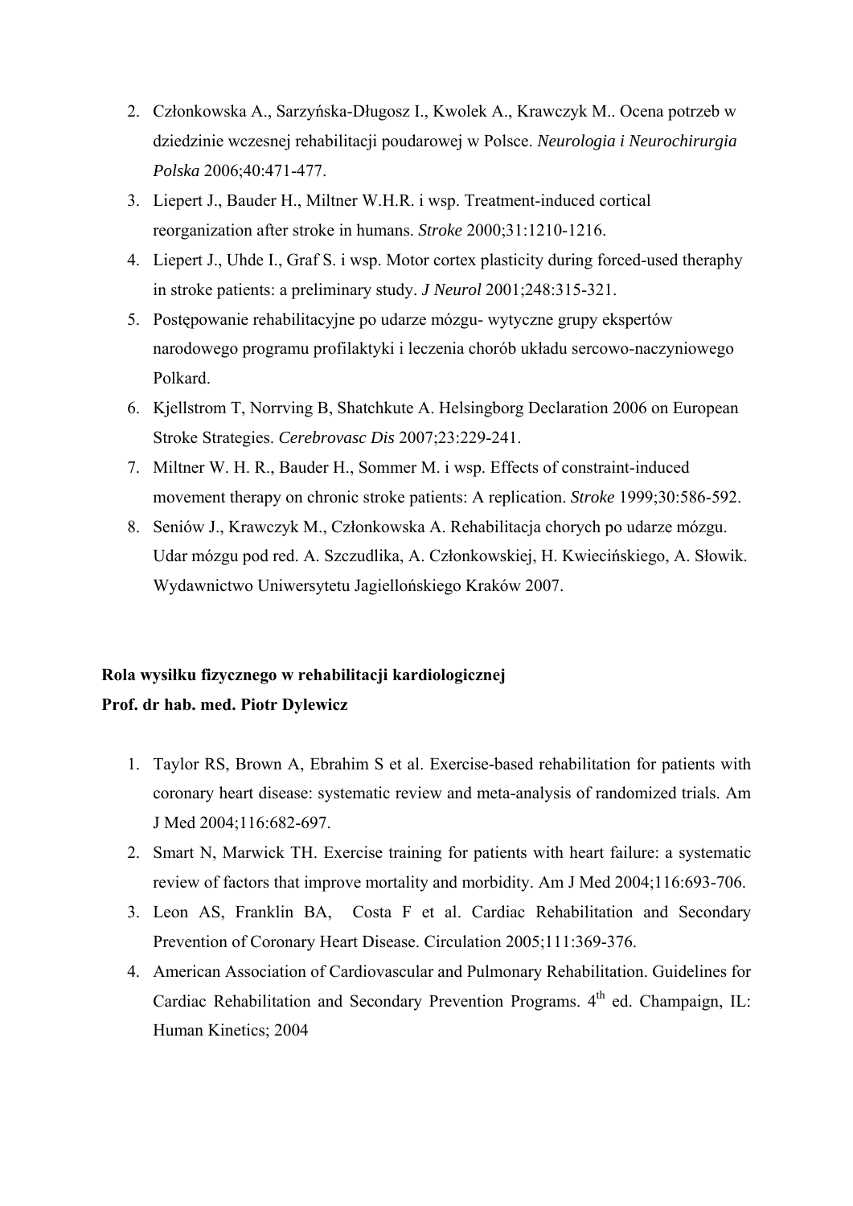2. Członkowska A., Sarzyńska-Długosz I., Kwolek A., Krawczyk M.. Ocena potrzeb w dziedzinie wczesnej rehabilitacji poudarowej w Polsce. *Neurologia i Neurochirurgia Polska* 2006;40:471-477.
3. Liepert J., Bauder H., Miltner W.H.R. i wsp. Treatment-induced cortical reorganization after stroke in humans. *Stroke* 2000;31:1210-1216.
4. Liepert J., Uhde I., Graf S. i wsp. Motor cortex plasticity during forced-used theraphy in stroke patients: a preliminary study. *J Neurol* 2001;248:315-321.
5. Postępowanie rehabilitacyjne po udarze mózgu- wytyczne grupy ekspertów narodowego programu profilaktyki i leczenia chorób układu sercowo-naczyniowego Polkard.
6. Kjellstrom T, Norrving B, Shatchkute A. Helsingborg Declaration 2006 on European Stroke Strategies. *Cerebrovasc Dis* 2007;23:229-241.
7. Miltner W. H. R., Bauder H., Sommer M. i wsp. Effects of constraint-induced movement therapy on chronic stroke patients: A replication. *Stroke* 1999;30:586-592.
8. Seniów J., Krawczyk M., Członkowska A. Rehabilitacja chorych po udarze mózgu. Udar mózgu pod red. A. Szczudlika, A. Członkowskiej, H. Kwiecińskiego, A. Słowik. Wydawnictwo Uniwersytetu Jagiellońskiego Kraków 2007.

**Rola wysiłku fizycznego w rehabilitacji kardiologicznej**

**Prof. dr hab. med. Piotr Dylewicz**

1. Taylor RS, Brown A, Ebrahim S et al. Exercise-based rehabilitation for patients with coronary heart disease: systematic review and meta-analysis of randomized trials. Am J Med 2004;116:682-697.
2. Smart N, Marwick TH. Exercise training for patients with heart failure: a systematic review of factors that improve mortality and morbidity. Am J Med 2004;116:693-706.
3. Leon AS, Franklin BA, Costa F et al. Cardiac Rehabilitation and Secondary Prevention of Coronary Heart Disease. Circulation 2005;111:369-376.
4. American Association of Cardiovascular and Pulmonary Rehabilitation. Guidelines for Cardiac Rehabilitation and Secondary Prevention Programs. 4th ed. Champaign, IL: Human Kinetics; 2004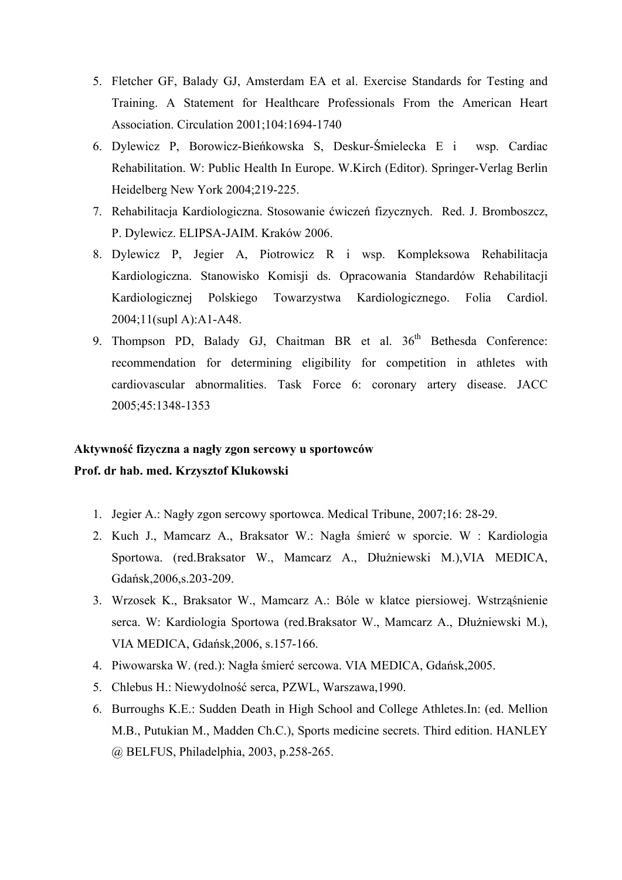5. Fletcher GF, Balady GJ, Amsterdam EA et al. Exercise Standards for Testing and Training. A Statement for Healthcare Professionals From the American Heart Association. Circulation 2001;104:1694-1740
6. Dylewicz P, Borowicz-Bieńkowska S, Deskur-Śmielecka E i wsp. Cardiac Rehabilitation. W: Public Health In Europe. W.Kirch (Editor). Springer-Verlag Berlin Heidelberg New York 2004;219-225.
7. Rehabilitacja Kardiologiczna. Stosowanie ćwiczeń fizycznych. Red. J. Bromboszcz, P. Dylewicz. ELIPSA-JAIM. Kraków 2006.
8. Dylewicz P, Jegier A, Piotrowicz R i wsp. Kompleksowa Rehabilitacja Kardiologiczna. Stanowisko Komisji ds. Opracowania Standardów Rehabilitacji Kardiologicznej Polskiego Towarzystwa Kardiologicznego. Folia Cardiol. 2004;11(supl A):A1-A48.
9. Thompson PD, Balady GJ, Chaitman BR et al. 36th Bethesda Conference: recommendation for determining eligibility for competition in athletes with cardiovascular abnormalities. Task Force 6: coronary artery disease. JACC 2005;45:1348-1353

**Aktywność fizyczna a nagły zgon sercowy u sportowców**
**Prof. dr hab. med. Krzysztof Klukowski**

1. Jegier A.: Nagły zgon sercowy sportowca. Medical Tribune, 2007;16: 28-29.
2. Kuch J., Mamcarz A., Braksator W.: Nagła śmierć w sporcie. W : Kardiologia Sportowa. (red.Braksator W., Mamcarz A., Dłużniewski M.),VIA MEDICA, Gdańsk,2006,s.203-209.
3. Wrzosek K., Braksator W., Mamcarz A.: Bóle w klatce piersiowej. Wstrząśnienie serca. W: Kardiologia Sportowa (red.Braksator W., Mamcarz A., Dłużniewski M.), VIA MEDICA, Gdańsk,2006, s.157-166.
4. Piwowarska W. (red.): Nagła śmierć sercowa. VIA MEDICA, Gdańsk,2005.
5. Chlebus H.: Niewydolność serca, PZWL, Warszawa,1990.
6. Burroughs K.E.: Sudden Death in High School and College Athletes.In: (ed. Mellion M.B., Putukian M., Madden Ch.C.), Sports medicine secrets. Third edition. HANLEY @ BELFUS, Philadelphia, 2003, p.258-265.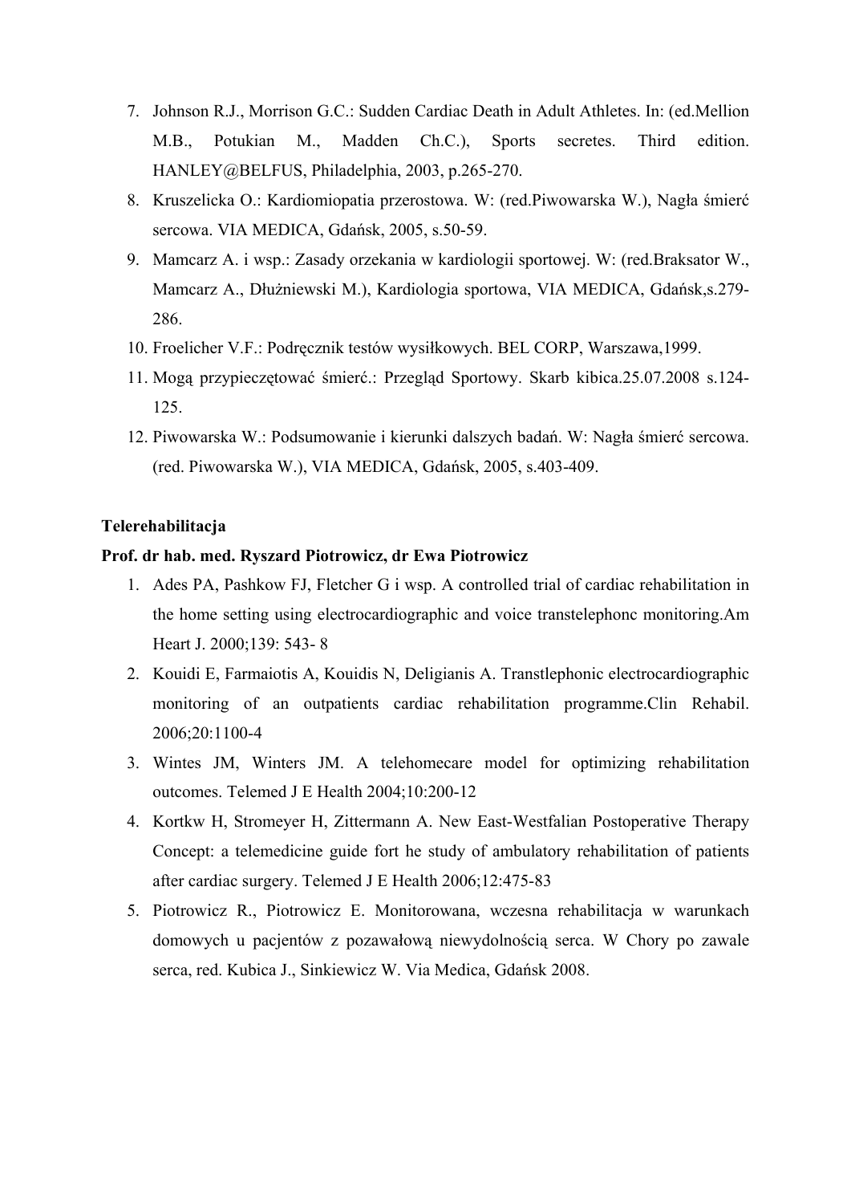7. Johnson R.J., Morrison G.C.: Sudden Cardiac Death in Adult Athletes. In: (ed.Mellion M.B., Potukian M., Madden Ch.C.), Sports secretes. Third edition. HANLEY@BELFUS, Philadelphia, 2003, p.265-270.
8. Kruszelicka O.: Kardiomiopatia przerostowa. W: (red.Piwowarska W.), Nagła śmierć sercowa. VIA MEDICA, Gdańsk, 2005, s.50-59.
9. Mamcarz A. i wsp.: Zasady orzekania w kardiologii sportowej. W: (red.Braksator W., Mamcarz A., Dłużniewski M.), Kardiologia sportowa, VIA MEDICA, Gdańsk,s.279-286.
10. Froelicher V.F.: Podręcznik testów wysiłkowych. BEL CORP, Warszawa,1999.
11. Mogą przypieczętować śmierć.: Przegląd Sportowy. Skarb kibica.25.07.2008 s.124-125.
12. Piwowarska W.: Podsumowanie i kierunki dalszych badań. W: Nagła śmierć sercowa. (red. Piwowarska W.), VIA MEDICA, Gdańsk, 2005, s.403-409.

**Telerehabilitacja**

**Prof. dr hab. med. Ryszard Piotrowicz, dr Ewa Piotrowicz**

1. Ades PA, Pashkow FJ, Fletcher G i wsp. A controlled trial of cardiac rehabilitation in the home setting using electrocardiographic and voice transtelephonc monitoring.Am Heart J. 2000;139: 543- 8
2. Kouidi E, Farmaiotis A, Kouidis N, Deligianis A. Transtlephonic electrocardiographic monitoring of an outpatients cardiac rehabilitation programme.Clin Rehabil. 2006;20:1100-4
3. Wintes JM, Winters JM. A telehomecare model for optimizing rehabilitation outcomes. Telemed J E Health 2004;10:200-12
4. Kortkw H, Stromeyer H, Zittermann A. New East-Westfalian Postoperative Therapy Concept: a telemedicine guide fort he study of ambulatory rehabilitation of patients after cardiac surgery. Telemed J E Health 2006;12:475-83
5. Piotrowicz R., Piotrowicz E. Monitorowana, wczesna rehabilitacja w warunkach domowych u pacjentów z pozawałową niewydolnością serca. W Chory po zawale serca, red. Kubica J., Sinkiewicz W. Via Medica, Gdańsk 2008.